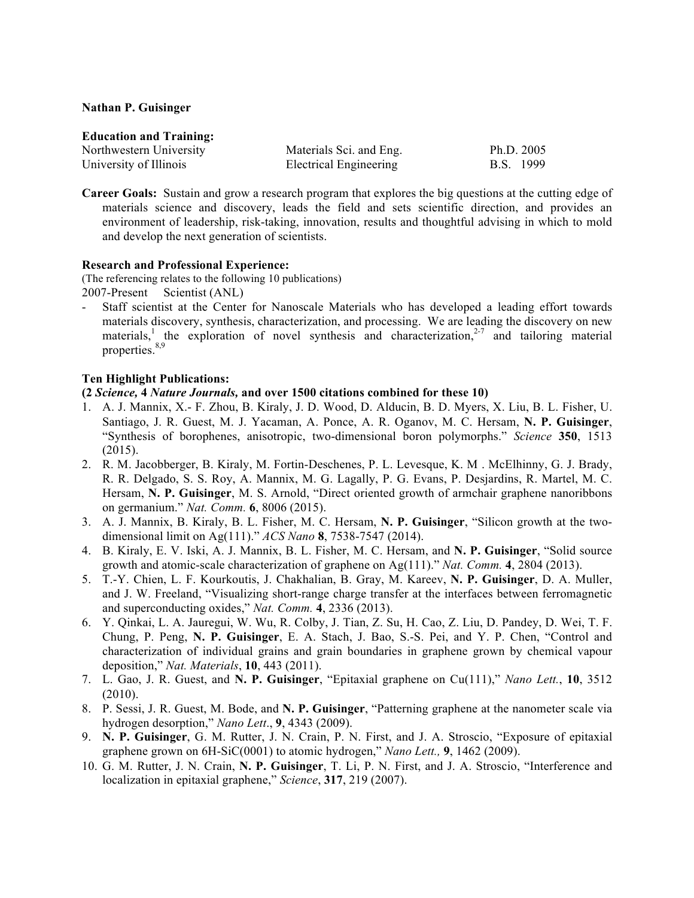**Nathan P. Guisinger**

**Education and Training:**

| | | |
|---|---|---|
| Northwestern University | Materials Sci. and Eng. | Ph.D. 2005 |
| University of Illinois | Electrical Engineering | B.S. 1999 |

**Career Goals:** Sustain and grow a research program that explores the big questions at the cutting edge of materials science and discovery, leads the field and sets scientific direction, and provides an environment of leadership, risk-taking, innovation, results and thoughtful advising in which to mold and develop the next generation of scientists.

**Research and Professional Experience:**

(The referencing relates to the following 10 publications)

2007-Present Scientist (ANL)

- Staff scientist at the Center for Nanoscale Materials who has developed a leading effort towards materials discovery, synthesis, characterization, and processing. We are leading the discovery on new materials,[1] the exploration of novel synthesis and characterization,[2-7] and tailoring material properties.[8,9]

**Ten Highlight Publications:**

**(2 *Science,* 4 *Nature Journals,* and over 1500 citations combined for these 10)**

1. A. J. Mannix, X.- F. Zhou, B. Kiraly, J. D. Wood, D. Alducin, B. D. Myers, X. Liu, B. L. Fisher, U. Santiago, J. R. Guest, M. J. Yacaman, A. Ponce, A. R. Oganov, M. C. Hersam, **N. P. Guisinger**, "Synthesis of borophenes, anisotropic, two-dimensional boron polymorphs." *Science* **350**, 1513 (2015).
2. R. M. Jacobberger, B. Kiraly, M. Fortin-Deschenes, P. L. Levesque, K. M . McElhinny, G. J. Brady, R. R. Delgado, S. S. Roy, A. Mannix, M. G. Lagally, P. G. Evans, P. Desjardins, R. Martel, M. C. Hersam, **N. P. Guisinger**, M. S. Arnold, "Direct oriented growth of armchair graphene nanoribbons on germanium." *Nat. Comm.* **6**, 8006 (2015).
3. A. J. Mannix, B. Kiraly, B. L. Fisher, M. C. Hersam, **N. P. Guisinger**, "Silicon growth at the two-dimensional limit on Ag(111)." *ACS Nano* **8**, 7538-7547 (2014).
4. B. Kiraly, E. V. Iski, A. J. Mannix, B. L. Fisher, M. C. Hersam, and **N. P. Guisinger**, "Solid source growth and atomic-scale characterization of graphene on Ag(111)." *Nat. Comm.* **4**, 2804 (2013).
5. T.-Y. Chien, L. F. Kourkoutis, J. Chakhalian, B. Gray, M. Kareev, **N. P. Guisinger**, D. A. Muller, and J. W. Freeland, "Visualizing short-range charge transfer at the interfaces between ferromagnetic and superconducting oxides," *Nat. Comm.* **4**, 2336 (2013).
6. Y. Qinkai, L. A. Jauregui, W. Wu, R. Colby, J. Tian, Z. Su, H. Cao, Z. Liu, D. Pandey, D. Wei, T. F. Chung, P. Peng, **N. P. Guisinger**, E. A. Stach, J. Bao, S.-S. Pei, and Y. P. Chen, "Control and characterization of individual grains and grain boundaries in graphene grown by chemical vapour deposition," *Nat. Materials*, **10**, 443 (2011).
7. L. Gao, J. R. Guest, and **N. P. Guisinger**, "Epitaxial graphene on Cu(111)," *Nano Lett.*, **10**, 3512 (2010).
8. P. Sessi, J. R. Guest, M. Bode, and **N. P. Guisinger**, "Patterning graphene at the nanometer scale via hydrogen desorption," *Nano Lett*., **9**, 4343 (2009).
9. **N. P. Guisinger**, G. M. Rutter, J. N. Crain, P. N. First, and J. A. Stroscio, "Exposure of epitaxial graphene grown on 6H-SiC(0001) to atomic hydrogen," *Nano Lett.,* **9**, 1462 (2009).
10. G. M. Rutter, J. N. Crain, **N. P. Guisinger**, T. Li, P. N. First, and J. A. Stroscio, "Interference and localization in epitaxial graphene," *Science*, **317**, 219 (2007).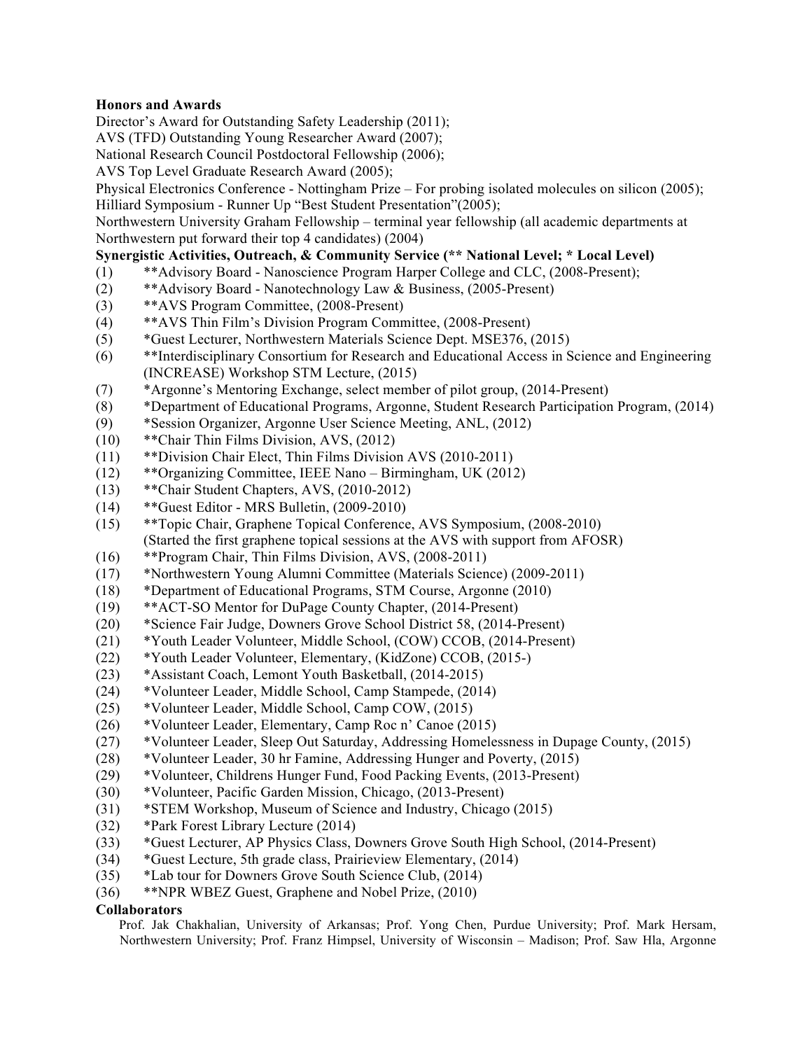**Honors and Awards**

Director's Award for Outstanding Safety Leadership (2011);
AVS (TFD) Outstanding Young Researcher Award (2007);
National Research Council Postdoctoral Fellowship (2006);
AVS Top Level Graduate Research Award (2005);
Physical Electronics Conference - Nottingham Prize – For probing isolated molecules on silicon (2005);
Hilliard Symposium - Runner Up "Best Student Presentation"(2005);
Northwestern University Graham Fellowship – terminal year fellowship (all academic departments at Northwestern put forward their top 4 candidates) (2004)

**Synergistic Activities, Outreach, & Community Service (** National Level; * Local Level)**

(1) **Advisory Board - Nanoscience Program Harper College and CLC, (2008-Present);
(2) **Advisory Board - Nanotechnology Law & Business, (2005-Present)
(3) **AVS Program Committee, (2008-Present)
(4) **AVS Thin Film's Division Program Committee, (2008-Present)
(5) *Guest Lecturer, Northwestern Materials Science Dept. MSE376, (2015)
(6) **Interdisciplinary Consortium for Research and Educational Access in Science and Engineering (INCREASE) Workshop STM Lecture, (2015)
(7) *Argonne's Mentoring Exchange, select member of pilot group, (2014-Present)
(8) *Department of Educational Programs, Argonne, Student Research Participation Program, (2014)
(9) *Session Organizer, Argonne User Science Meeting, ANL, (2012)
(10) **Chair Thin Films Division, AVS, (2012)
(11) **Division Chair Elect, Thin Films Division AVS (2010-2011)
(12) **Organizing Committee, IEEE Nano – Birmingham, UK (2012)
(13) **Chair Student Chapters, AVS, (2010-2012)
(14) **Guest Editor - MRS Bulletin, (2009-2010)
(15) **Topic Chair, Graphene Topical Conference, AVS Symposium, (2008-2010) (Started the first graphene topical sessions at the AVS with support from AFOSR)
(16) **Program Chair, Thin Films Division, AVS, (2008-2011)
(17) *Northwestern Young Alumni Committee (Materials Science) (2009-2011)
(18) *Department of Educational Programs, STM Course, Argonne (2010)
(19) **ACT-SO Mentor for DuPage County Chapter, (2014-Present)
(20) *Science Fair Judge, Downers Grove School District 58, (2014-Present)
(21) *Youth Leader Volunteer, Middle School, (COW) CCOB, (2014-Present)
(22) *Youth Leader Volunteer, Elementary, (KidZone) CCOB, (2015-)
(23) *Assistant Coach, Lemont Youth Basketball, (2014-2015)
(24) *Volunteer Leader, Middle School, Camp Stampede, (2014)
(25) *Volunteer Leader, Middle School, Camp COW, (2015)
(26) *Volunteer Leader, Elementary, Camp Roc n' Canoe (2015)
(27) *Volunteer Leader, Sleep Out Saturday, Addressing Homelessness in Dupage County, (2015)
(28) *Volunteer Leader, 30 hr Famine, Addressing Hunger and Poverty, (2015)
(29) *Volunteer, Childrens Hunger Fund, Food Packing Events, (2013-Present)
(30) *Volunteer, Pacific Garden Mission, Chicago, (2013-Present)
(31) *STEM Workshop, Museum of Science and Industry, Chicago (2015)
(32) *Park Forest Library Lecture (2014)
(33) *Guest Lecturer, AP Physics Class, Downers Grove South High School, (2014-Present)
(34) *Guest Lecture, 5th grade class, Prairieview Elementary, (2014)
(35) *Lab tour for Downers Grove South Science Club, (2014)
(36) **NPR WBEZ Guest, Graphene and Nobel Prize, (2010)

**Collaborators**

Prof. Jak Chakhalian, University of Arkansas; Prof. Yong Chen, Purdue University; Prof. Mark Hersam, Northwestern University; Prof. Franz Himpsel, University of Wisconsin – Madison; Prof. Saw Hla, Argonne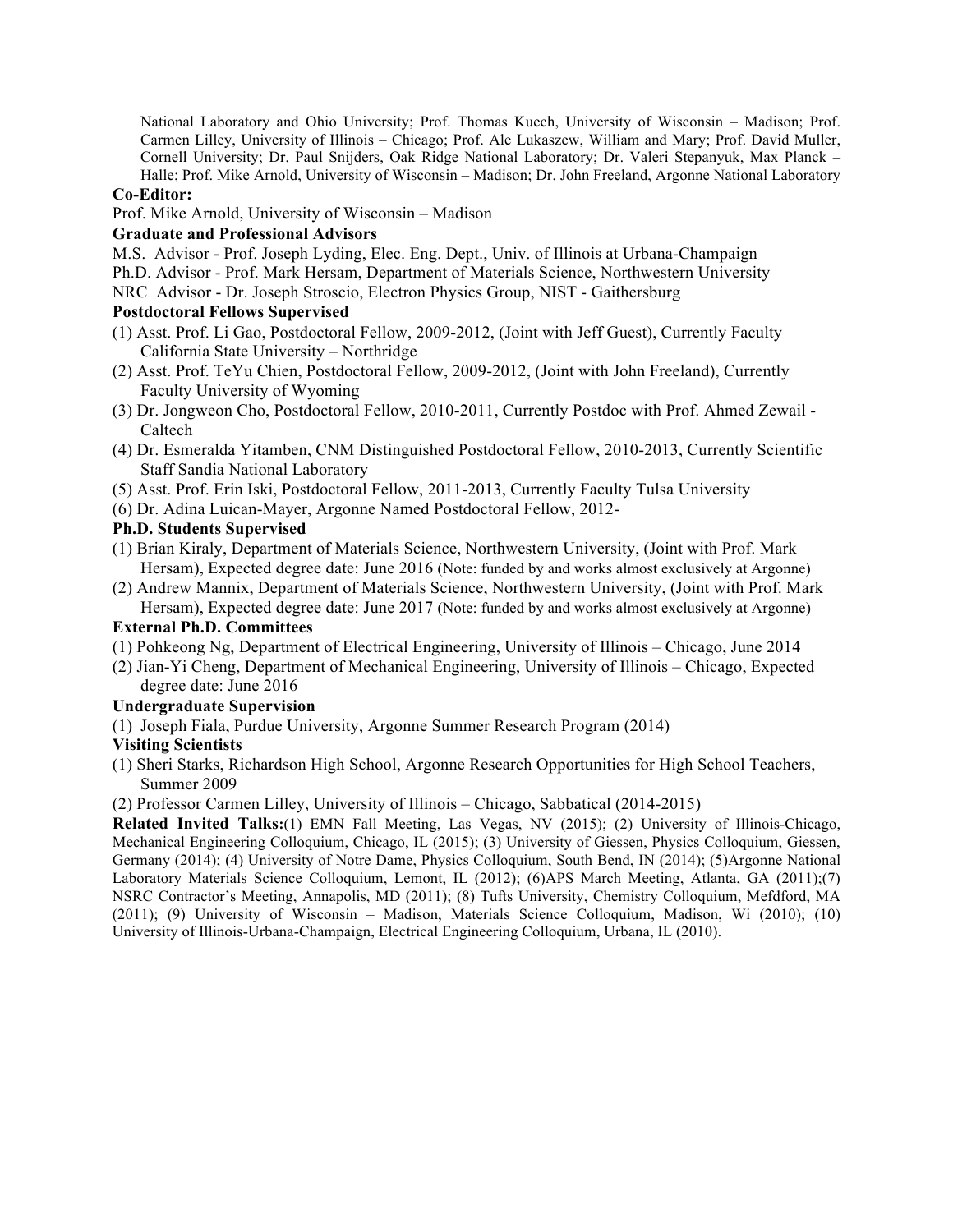National Laboratory and Ohio University; Prof. Thomas Kuech, University of Wisconsin – Madison; Prof. Carmen Lilley, University of Illinois – Chicago; Prof. Ale Lukaszew, William and Mary; Prof. David Muller, Cornell University; Dr. Paul Snijders, Oak Ridge National Laboratory; Dr. Valeri Stepanyuk, Max Planck – Halle; Prof. Mike Arnold, University of Wisconsin – Madison; Dr. John Freeland, Argonne National Laboratory

**Co-Editor:**

Prof. Mike Arnold, University of Wisconsin – Madison

**Graduate and Professional Advisors**

M.S. Advisor - Prof. Joseph Lyding, Elec. Eng. Dept., Univ. of Illinois at Urbana-Champaign
Ph.D. Advisor - Prof. Mark Hersam, Department of Materials Science, Northwestern University
NRC Advisor - Dr. Joseph Stroscio, Electron Physics Group, NIST - Gaithersburg

**Postdoctoral Fellows Supervised**

(1) Asst. Prof. Li Gao, Postdoctoral Fellow, 2009-2012, (Joint with Jeff Guest), Currently Faculty California State University – Northridge
(2) Asst. Prof. TeYu Chien, Postdoctoral Fellow, 2009-2012, (Joint with John Freeland), Currently Faculty University of Wyoming
(3) Dr. Jongweon Cho, Postdoctoral Fellow, 2010-2011, Currently Postdoc with Prof. Ahmed Zewail - Caltech
(4) Dr. Esmeralda Yitamben, CNM Distinguished Postdoctoral Fellow, 2010-2013, Currently Scientific Staff Sandia National Laboratory
(5) Asst. Prof. Erin Iski, Postdoctoral Fellow, 2011-2013, Currently Faculty Tulsa University
(6) Dr. Adina Luican-Mayer, Argonne Named Postdoctoral Fellow, 2012-

**Ph.D. Students Supervised**

(1) Brian Kiraly, Department of Materials Science, Northwestern University, (Joint with Prof. Mark Hersam), Expected degree date: June 2016 (Note: funded by and works almost exclusively at Argonne)
(2) Andrew Mannix, Department of Materials Science, Northwestern University, (Joint with Prof. Mark Hersam), Expected degree date: June 2017 (Note: funded by and works almost exclusively at Argonne)

**External Ph.D. Committees**

(1) Pohkeong Ng, Department of Electrical Engineering, University of Illinois – Chicago, June 2014
(2) Jian-Yi Cheng, Department of Mechanical Engineering, University of Illinois – Chicago, Expected degree date: June 2016

**Undergraduate Supervision**

(1) Joseph Fiala, Purdue University, Argonne Summer Research Program (2014)

**Visiting Scientists**

(1) Sheri Starks, Richardson High School, Argonne Research Opportunities for High School Teachers, Summer 2009
(2) Professor Carmen Lilley, University of Illinois – Chicago, Sabbatical (2014-2015)

**Related Invited Talks:**(1) EMN Fall Meeting, Las Vegas, NV (2015); (2) University of Illinois-Chicago, Mechanical Engineering Colloquium, Chicago, IL (2015); (3) University of Giessen, Physics Colloquium, Giessen, Germany (2014); (4) University of Notre Dame, Physics Colloquium, South Bend, IN (2014); (5)Argonne National Laboratory Materials Science Colloquium, Lemont, IL (2012); (6)APS March Meeting, Atlanta, GA (2011);(7) NSRC Contractor's Meeting, Annapolis, MD (2011); (8) Tufts University, Chemistry Colloquium, Mefdford, MA (2011); (9) University of Wisconsin – Madison, Materials Science Colloquium, Madison, Wi (2010); (10) University of Illinois-Urbana-Champaign, Electrical Engineering Colloquium, Urbana, IL (2010).